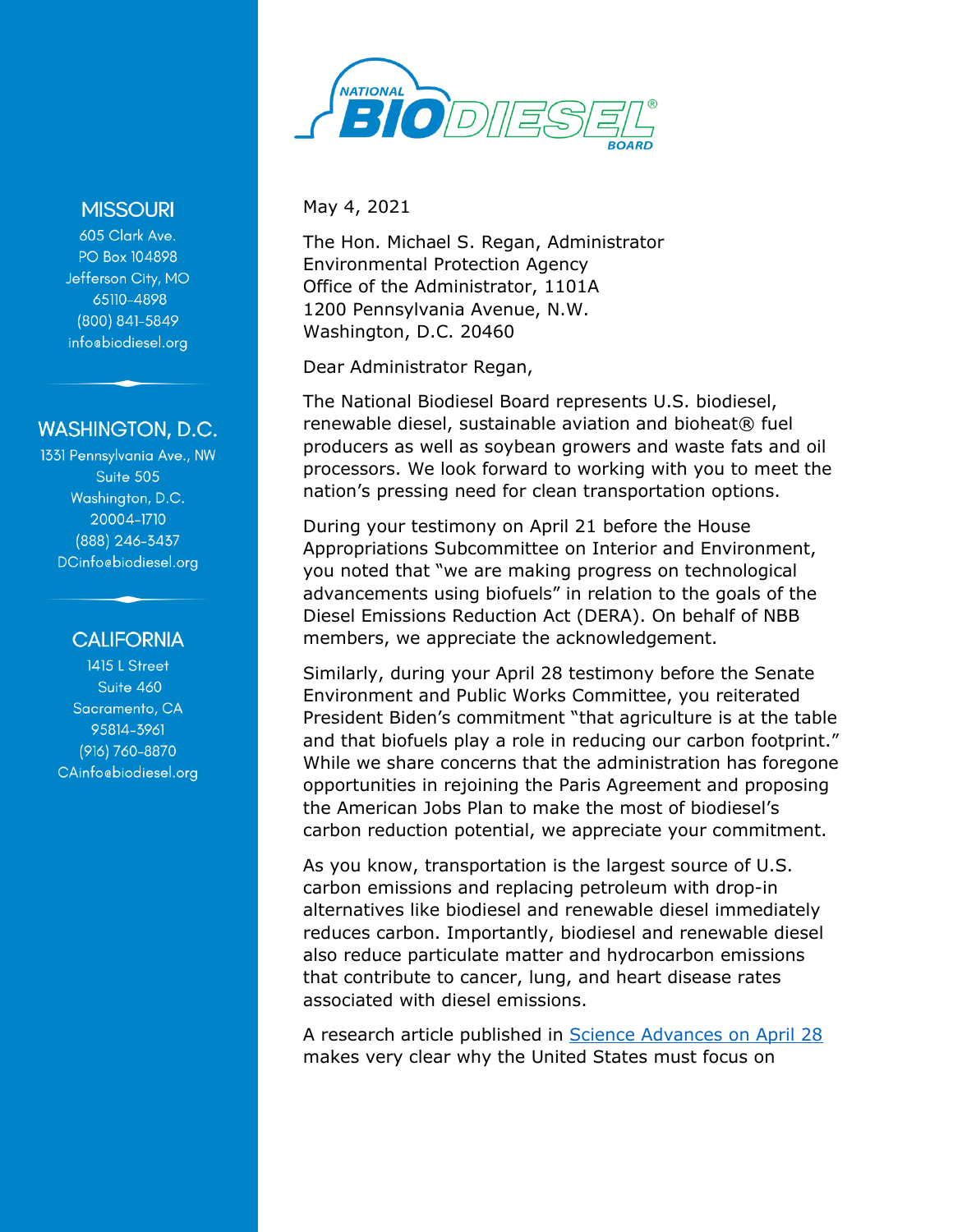NATIONAL BIODIESEL BOARD

**MISSOURI**
605 Clark Ave.
PO Box 104898
Jefferson City, MO
65110-4898
(800) 841-5849
info@biodiesel.org

**WASHINGTON, D.C.**
1331 Pennsylvania Ave., NW
Suite 505
Washington, D.C.
20004-1710
(888) 246-3437
DCinfo@biodiesel.org

**CALIFORNIA**
1415 L Street
Suite 460
Sacramento, CA
95814-3961
(916) 760-8870
CAinfo@biodiesel.org

May 4, 2021

The Hon. Michael S. Regan, Administrator
Environmental Protection Agency
Office of the Administrator, 1101A
1200 Pennsylvania Avenue, N.W.
Washington, D.C. 20460

Dear Administrator Regan,

The National Biodiesel Board represents U.S. biodiesel, renewable diesel, sustainable aviation and bioheat® fuel producers as well as soybean growers and waste fats and oil processors. We look forward to working with you to meet the nation's pressing need for clean transportation options.

During your testimony on April 21 before the House Appropriations Subcommittee on Interior and Environment, you noted that "we are making progress on technological advancements using biofuels" in relation to the goals of the Diesel Emissions Reduction Act (DERA). On behalf of NBB members, we appreciate the acknowledgement.

Similarly, during your April 28 testimony before the Senate Environment and Public Works Committee, you reiterated President Biden's commitment "that agriculture is at the table and that biofuels play a role in reducing our carbon footprint." While we share concerns that the administration has foregone opportunities in rejoining the Paris Agreement and proposing the American Jobs Plan to make the most of biodiesel's carbon reduction potential, we appreciate your commitment.

As you know, transportation is the largest source of U.S. carbon emissions and replacing petroleum with drop-in alternatives like biodiesel and renewable diesel immediately reduces carbon. Importantly, biodiesel and renewable diesel also reduce particulate matter and hydrocarbon emissions that contribute to cancer, lung, and heart disease rates associated with diesel emissions.

A research article published in Science Advances on April 28 makes very clear why the United States must focus on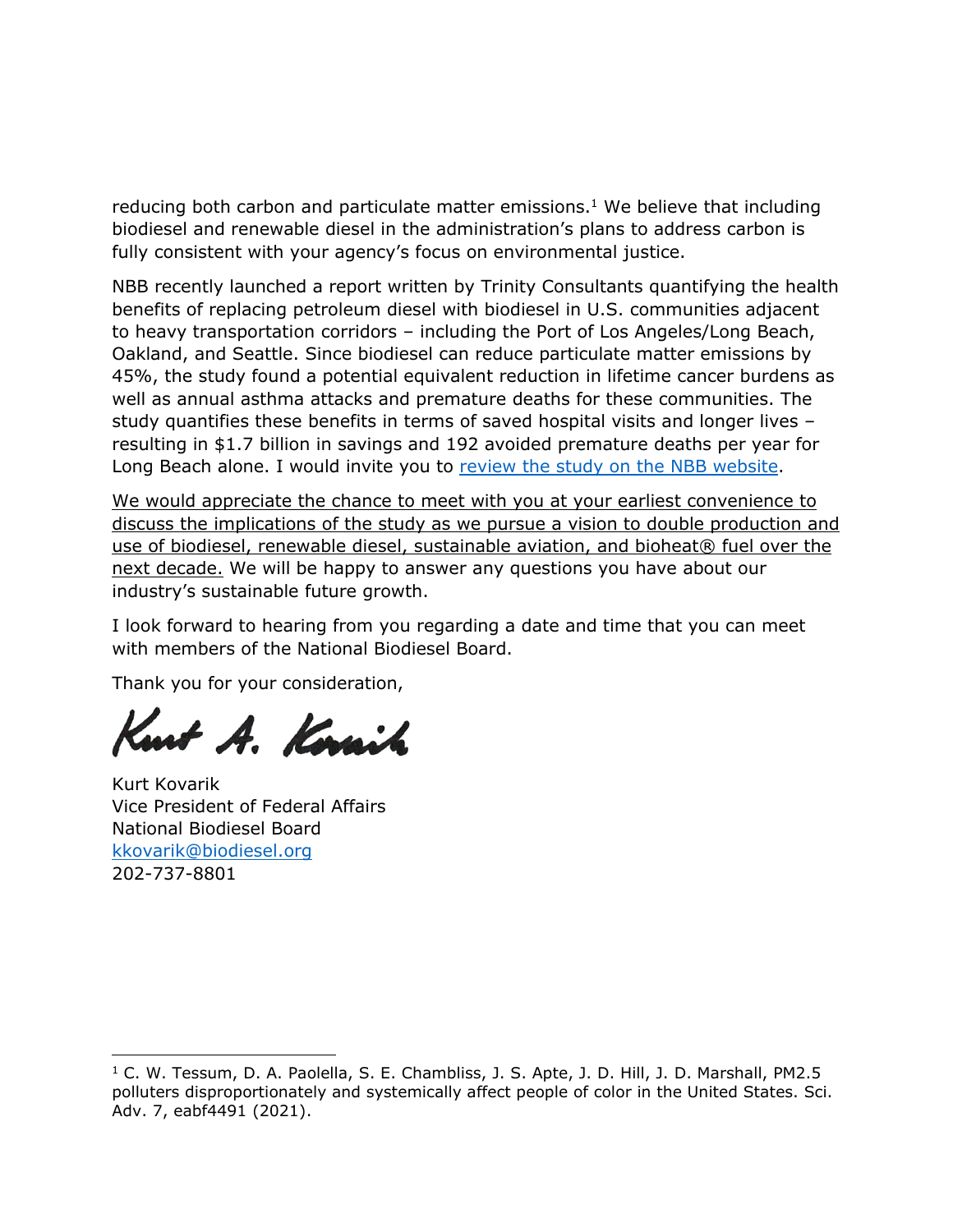reducing both carbon and particulate matter emissions.[1] We believe that including biodiesel and renewable diesel in the administration's plans to address carbon is fully consistent with your agency's focus on environmental justice.

NBB recently launched a report written by Trinity Consultants quantifying the health benefits of replacing petroleum diesel with biodiesel in U.S. communities adjacent to heavy transportation corridors – including the Port of Los Angeles/Long Beach, Oakland, and Seattle. Since biodiesel can reduce particulate matter emissions by 45%, the study found a potential equivalent reduction in lifetime cancer burdens as well as annual asthma attacks and premature deaths for these communities. The study quantifies these benefits in terms of saved hospital visits and longer lives – resulting in $1.7 billion in savings and 192 avoided premature deaths per year for Long Beach alone. I would invite you to review the study on the NBB website.

We would appreciate the chance to meet with you at your earliest convenience to discuss the implications of the study as we pursue a vision to double production and use of biodiesel, renewable diesel, sustainable aviation, and bioheat® fuel over the next decade. We will be happy to answer any questions you have about our industry's sustainable future growth.

I look forward to hearing from you regarding a date and time that you can meet with members of the National Biodiesel Board.

Thank you for your consideration,

Kurt A. Kovarik

Kurt Kovarik
Vice President of Federal Affairs
National Biodiesel Board
kkovarik@biodiesel.org
202-737-8801

---

[1] C. W. Tessum, D. A. Paolella, S. E. Chambliss, J. S. Apte, J. D. Hill, J. D. Marshall, PM2.5 polluters disproportionately and systemically affect people of color in the United States. Sci. Adv. 7, eabf4491 (2021).